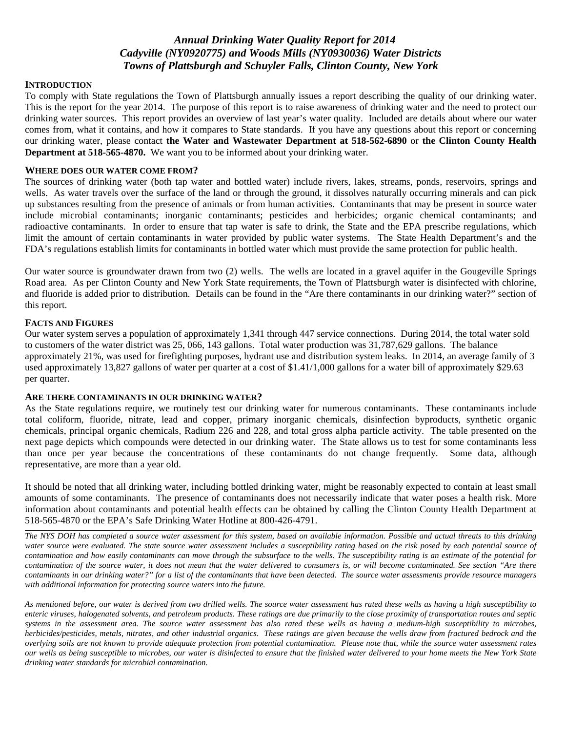# *Annual Drinking Water Quality Report for 2014*
# *Cadyville (NY0920775) and Woods Mills (NY0930036) Water Districts*
# *Towns of Plattsburgh and Schuyler Falls, Clinton County, New York*

## INTRODUCTION

To comply with State regulations the Town of Plattsburgh annually issues a report describing the quality of our drinking water. This is the report for the year 2014. The purpose of this report is to raise awareness of drinking water and the need to protect our drinking water sources. This report provides an overview of last year's water quality. Included are details about where our water comes from, what it contains, and how it compares to State standards. If you have any questions about this report or concerning our drinking water, please contact **the Water and Wastewater Department at 518-562-6890** or **the Clinton County Health Department at 518-565-4870.** We want you to be informed about your drinking water.

## WHERE DOES OUR WATER COME FROM?

The sources of drinking water (both tap water and bottled water) include rivers, lakes, streams, ponds, reservoirs, springs and wells. As water travels over the surface of the land or through the ground, it dissolves naturally occurring minerals and can pick up substances resulting from the presence of animals or from human activities. Contaminants that may be present in source water include microbial contaminants; inorganic contaminants; pesticides and herbicides; organic chemical contaminants; and radioactive contaminants. In order to ensure that tap water is safe to drink, the State and the EPA prescribe regulations, which limit the amount of certain contaminants in water provided by public water systems. The State Health Department's and the FDA's regulations establish limits for contaminants in bottled water which must provide the same protection for public health.

Our water source is groundwater drawn from two (2) wells. The wells are located in a gravel aquifer in the Gougeville Springs Road area. As per Clinton County and New York State requirements, the Town of Plattsburgh water is disinfected with chlorine, and fluoride is added prior to distribution. Details can be found in the "Are there contaminants in our drinking water?" section of this report.

## FACTS AND FIGURES

Our water system serves a population of approximately 1,341 through 447 service connections. During 2014, the total water sold to customers of the water district was 25, 066, 143 gallons. Total water production was 31,787,629 gallons. The balance approximately 21%, was used for firefighting purposes, hydrant use and distribution system leaks. In 2014, an average family of 3 used approximately 13,827 gallons of water per quarter at a cost of $1.41/1,000 gallons for a water bill of approximately $29.63 per quarter.

## ARE THERE CONTAMINANTS IN OUR DRINKING WATER?

As the State regulations require, we routinely test our drinking water for numerous contaminants. These contaminants include total coliform, fluoride, nitrate, lead and copper, primary inorganic chemicals, disinfection byproducts, synthetic organic chemicals, principal organic chemicals, Radium 226 and 228, and total gross alpha particle activity. The table presented on the next page depicts which compounds were detected in our drinking water. The State allows us to test for some contaminants less than once per year because the concentrations of these contaminants do not change frequently. Some data, although representative, are more than a year old.

It should be noted that all drinking water, including bottled drinking water, might be reasonably expected to contain at least small amounts of some contaminants. The presence of contaminants does not necessarily indicate that water poses a health risk. More information about contaminants and potential health effects can be obtained by calling the Clinton County Health Department at 518-565-4870 or the EPA's Safe Drinking Water Hotline at 800-426-4791.

---

*The NYS DOH has completed a source water assessment for this system, based on available information. Possible and actual threats to this drinking water source were evaluated. The state source water assessment includes a susceptibility rating based on the risk posed by each potential source of contamination and how easily contaminants can move through the subsurface to the wells. The susceptibility rating is an estimate of the potential for contamination of the source water, it does not mean that the water delivered to consumers is, or will become contaminated. See section "Are there contaminants in our drinking water?" for a list of the contaminants that have been detected. The source water assessments provide resource managers with additional information for protecting source waters into the future.*

*As mentioned before, our water is derived from two drilled wells. The source water assessment has rated these wells as having a high susceptibility to enteric viruses, halogenated solvents, and petroleum products. These ratings are due primarily to the close proximity of transportation routes and septic systems in the assessment area. The source water assessment has also rated these wells as having a medium-high susceptibility to microbes, herbicides/pesticides, metals, nitrates, and other industrial organics. These ratings are given because the wells draw from fractured bedrock and the overlying soils are not known to provide adequate protection from potential contamination. Please note that, while the source water assessment rates our wells as being susceptible to microbes, our water is disinfected to ensure that the finished water delivered to your home meets the New York State drinking water standards for microbial contamination.*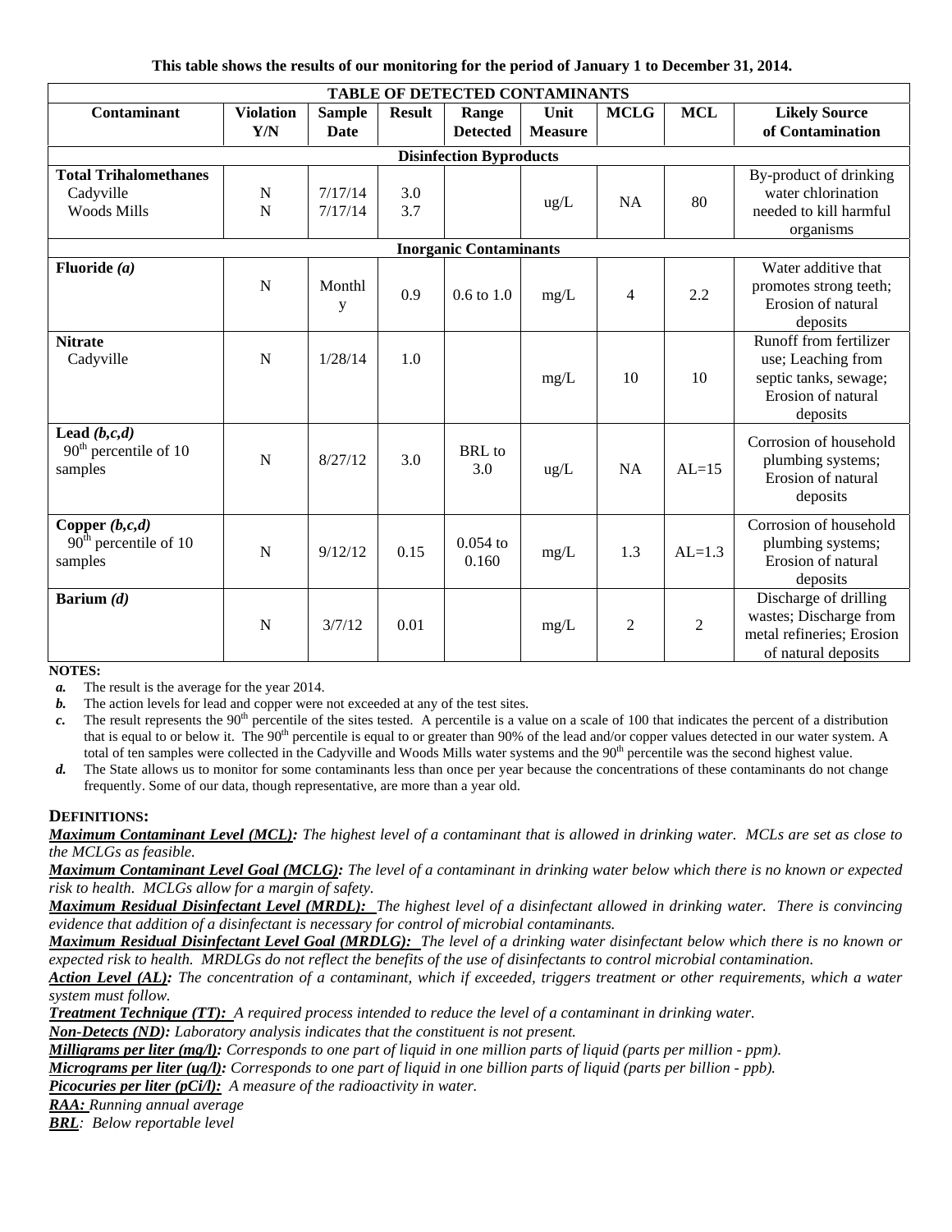**This table shows the results of our monitoring for the period of January 1 to December 31, 2014.**

| TABLE OF DETECTED CONTAMINANTS | | | | | | | | |
|---|---|---|---|---|---|---|---|---|
| **Contaminant** | **Violation Y/N** | **Sample Date** | **Result** | **Range Detected** | **Unit Measure** | **MCLG** | **MCL** | **Likely Source of Contamination** |
| **Disinfection Byproducts** | | | | | | | | |
| **Total Trihalomethanes** Cadyville Woods Mills | N N | 7/17/14 7/17/14 | 3.0 3.7 | | ug/L | NA | 80 | By-product of drinking water chlorination needed to kill harmful organisms |
| **Inorganic Contaminants** | | | | | | | | |
| **Fluoride *(a)*** | N | Monthly | 0.9 | 0.6 to 1.0 | mg/L | 4 | 2.2 | Water additive that promotes strong teeth; Erosion of natural deposits |
| **Nitrate** Cadyville | N | 1/28/14 | 1.0 | | mg/L | 10 | 10 | Runoff from fertilizer use; Leaching from septic tanks, sewage; Erosion of natural deposits |
| **Lead *(b,c,d)*** 90th percentile of 10 samples | N | 8/27/12 | 3.0 | BRL to 3.0 | ug/L | NA | AL=15 | Corrosion of household plumbing systems; Erosion of natural deposits |
| **Copper *(b,c,d)*** 90th percentile of 10 samples | N | 9/12/12 | 0.15 | 0.054 to 0.160 | mg/L | 1.3 | AL=1.3 | Corrosion of household plumbing systems; Erosion of natural deposits |
| **Barium *(d)*** | N | 3/7/12 | 0.01 | | mg/L | 2 | 2 | Discharge of drilling wastes; Discharge from metal refineries; Erosion of natural deposits |

**NOTES:**

- ***a.*** The result is the average for the year 2014.
- ***b.*** The action levels for lead and copper were not exceeded at any of the test sites.
- ***c.*** The result represents the 90th percentile of the sites tested. A percentile is a value on a scale of 100 that indicates the percent of a distribution that is equal to or below it. The 90th percentile is equal to or greater than 90% of the lead and/or copper values detected in our water system. A total of ten samples were collected in the Cadyville and Woods Mills water systems and the 90th percentile was the second highest value.
- ***d.*** The State allows us to monitor for some contaminants less than once per year because the concentrations of these contaminants do not change frequently. Some of our data, though representative, are more than a year old.

**DEFINITIONS:**

***Maximum Contaminant Level (MCL):*** *The highest level of a contaminant that is allowed in drinking water. MCLs are set as close to the MCLGs as feasible.*

***Maximum Contaminant Level Goal (MCLG):*** *The level of a contaminant in drinking water below which there is no known or expected risk to health. MCLGs allow for a margin of safety.*

***Maximum Residual Disinfectant Level (MRDL):*** *The highest level of a disinfectant allowed in drinking water. There is convincing evidence that addition of a disinfectant is necessary for control of microbial contaminants.*

***Maximum Residual Disinfectant Level Goal (MRDLG):*** *The level of a drinking water disinfectant below which there is no known or expected risk to health. MRDLGs do not reflect the benefits of the use of disinfectants to control microbial contamination.*

***Action Level (AL):*** *The concentration of a contaminant, which if exceeded, triggers treatment or other requirements, which a water system must follow.*

***Treatment Technique (TT):*** *A required process intended to reduce the level of a contaminant in drinking water.*

***Non-Detects (ND):*** *Laboratory analysis indicates that the constituent is not present.*

***Milligrams per liter (mg/l):*** *Corresponds to one part of liquid in one million parts of liquid (parts per million - ppm).*

***Micrograms per liter (ug/l):*** *Corresponds to one part of liquid in one billion parts of liquid (parts per billion - ppb).*

***Picocuries per liter (pCi/l):*** *A measure of the radioactivity in water.*

***RAA:*** *Running annual average*

***BRL****: Below reportable level*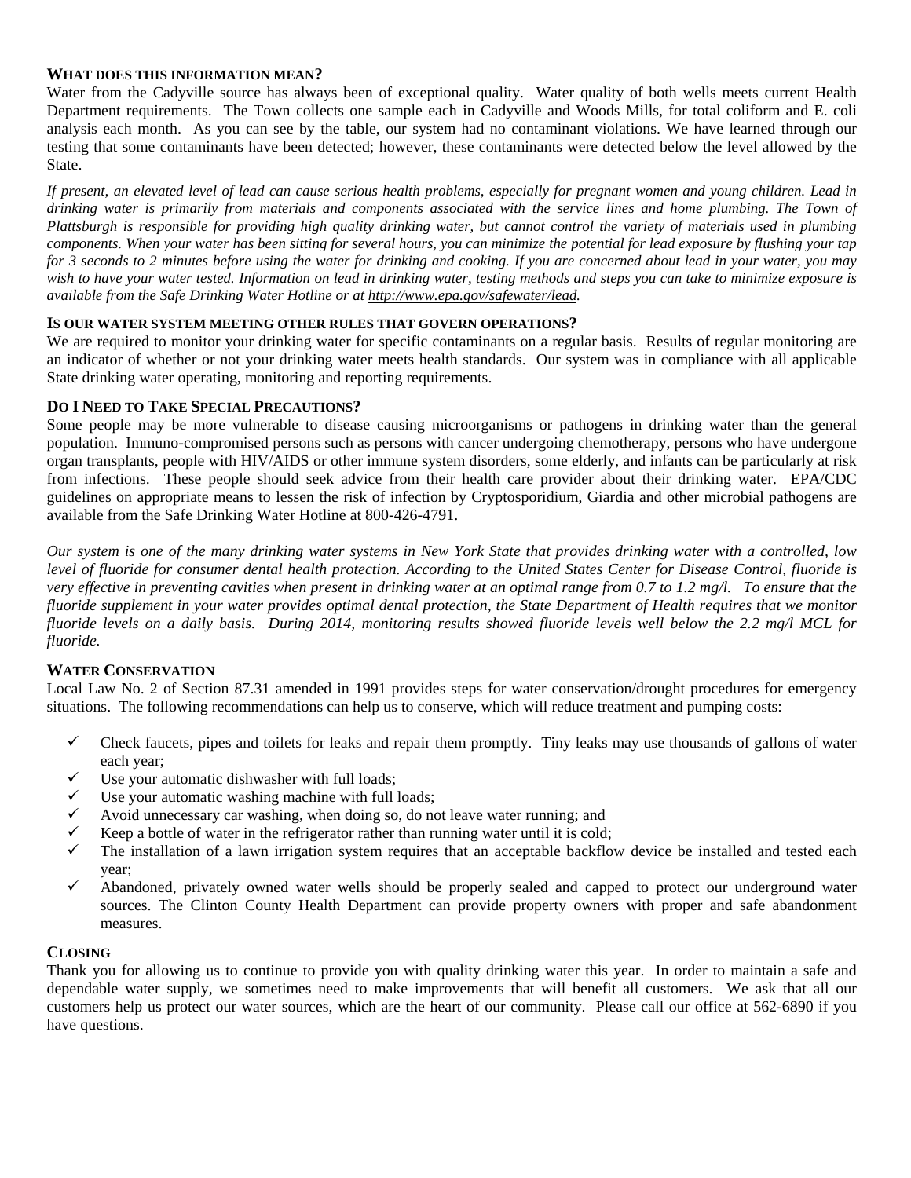## WHAT DOES THIS INFORMATION MEAN?

Water from the Cadyville source has always been of exceptional quality. Water quality of both wells meets current Health Department requirements. The Town collects one sample each in Cadyville and Woods Mills, for total coliform and E. coli analysis each month. As you can see by the table, our system had no contaminant violations. We have learned through our testing that some contaminants have been detected; however, these contaminants were detected below the level allowed by the State.

*If present, an elevated level of lead can cause serious health problems, especially for pregnant women and young children. Lead in drinking water is primarily from materials and components associated with the service lines and home plumbing. The Town of Plattsburgh is responsible for providing high quality drinking water, but cannot control the variety of materials used in plumbing components. When your water has been sitting for several hours, you can minimize the potential for lead exposure by flushing your tap for 3 seconds to 2 minutes before using the water for drinking and cooking. If you are concerned about lead in your water, you may wish to have your water tested. Information on lead in drinking water, testing methods and steps you can take to minimize exposure is available from the Safe Drinking Water Hotline or at http://www.epa.gov/safewater/lead.*

## IS OUR WATER SYSTEM MEETING OTHER RULES THAT GOVERN OPERATIONS?

We are required to monitor your drinking water for specific contaminants on a regular basis. Results of regular monitoring are an indicator of whether or not your drinking water meets health standards. Our system was in compliance with all applicable State drinking water operating, monitoring and reporting requirements.

## DO I NEED TO TAKE SPECIAL PRECAUTIONS?

Some people may be more vulnerable to disease causing microorganisms or pathogens in drinking water than the general population. Immuno-compromised persons such as persons with cancer undergoing chemotherapy, persons who have undergone organ transplants, people with HIV/AIDS or other immune system disorders, some elderly, and infants can be particularly at risk from infections. These people should seek advice from their health care provider about their drinking water. EPA/CDC guidelines on appropriate means to lessen the risk of infection by Cryptosporidium, Giardia and other microbial pathogens are available from the Safe Drinking Water Hotline at 800-426-4791.

*Our system is one of the many drinking water systems in New York State that provides drinking water with a controlled, low level of fluoride for consumer dental health protection. According to the United States Center for Disease Control, fluoride is very effective in preventing cavities when present in drinking water at an optimal range from 0.7 to 1.2 mg/l. To ensure that the fluoride supplement in your water provides optimal dental protection, the State Department of Health requires that we monitor fluoride levels on a daily basis. During 2014, monitoring results showed fluoride levels well below the 2.2 mg/l MCL for fluoride.*

## WATER CONSERVATION

Local Law No. 2 of Section 87.31 amended in 1991 provides steps for water conservation/drought procedures for emergency situations. The following recommendations can help us to conserve, which will reduce treatment and pumping costs:

- ✓ Check faucets, pipes and toilets for leaks and repair them promptly. Tiny leaks may use thousands of gallons of water each year;
- ✓ Use your automatic dishwasher with full loads;
- ✓ Use your automatic washing machine with full loads;
- ✓ Avoid unnecessary car washing, when doing so, do not leave water running; and
- ✓ Keep a bottle of water in the refrigerator rather than running water until it is cold;
- ✓ The installation of a lawn irrigation system requires that an acceptable backflow device be installed and tested each year;
- ✓ Abandoned, privately owned water wells should be properly sealed and capped to protect our underground water sources. The Clinton County Health Department can provide property owners with proper and safe abandonment measures.

## CLOSING

Thank you for allowing us to continue to provide you with quality drinking water this year. In order to maintain a safe and dependable water supply, we sometimes need to make improvements that will benefit all customers. We ask that all our customers help us protect our water sources, which are the heart of our community. Please call our office at 562-6890 if you have questions.